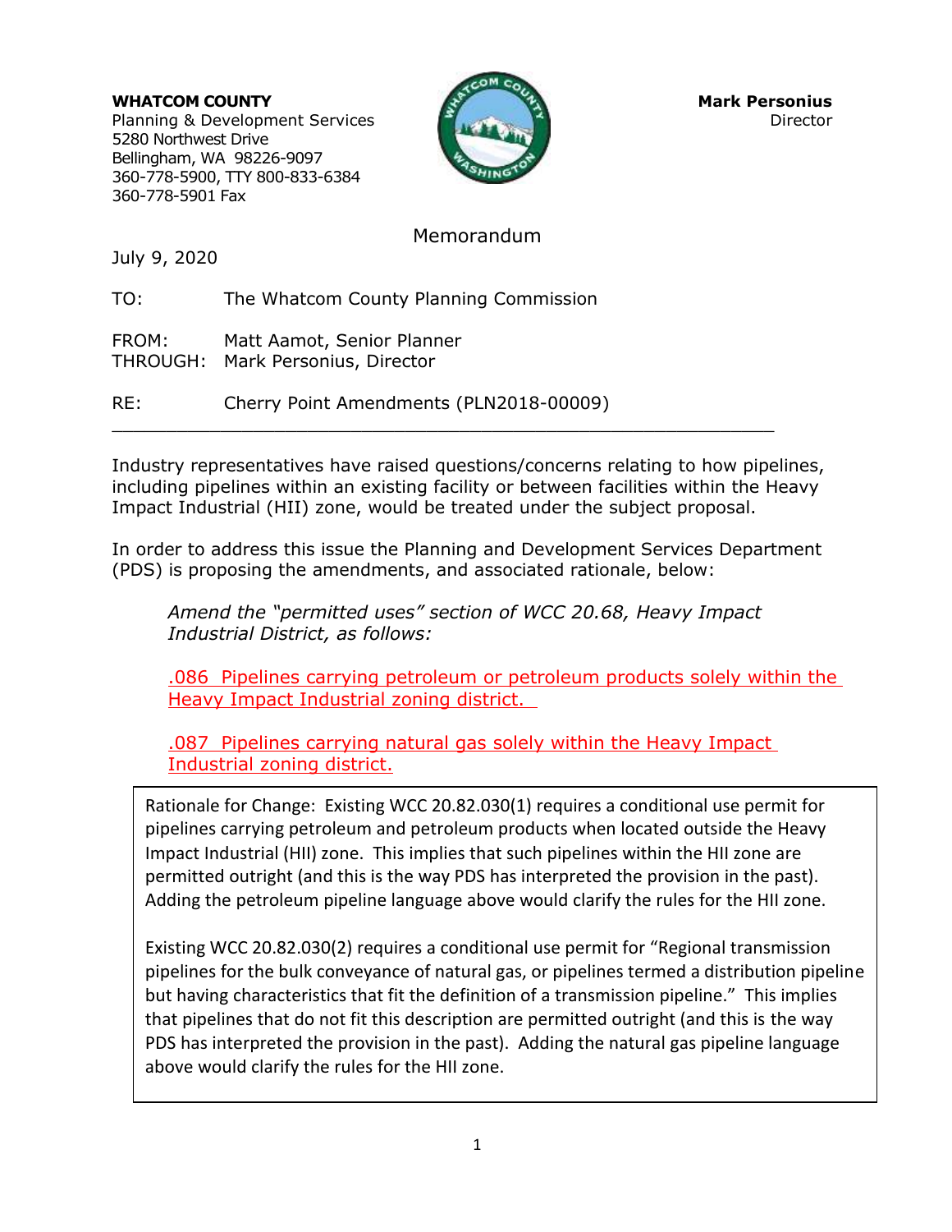**WHATCOM COUNTY**
Planning & Development Services
5280 Northwest Drive
Bellingham, WA 98226-9097
360-778-5900, TTY 800-833-6384
360-778-5901 Fax

**Mark Personius**
Director

# Memorandum

July 9, 2020

TO: The Whatcom County Planning Commission

FROM: Matt Aamot, Senior Planner
THROUGH: Mark Personius, Director

RE: Cherry Point Amendments (PLN2018-00009)

---

Industry representatives have raised questions/concerns relating to how pipelines, including pipelines within an existing facility or between facilities within the Heavy Impact Industrial (HII) zone, would be treated under the subject proposal.

In order to address this issue the Planning and Development Services Department (PDS) is proposing the amendments, and associated rationale, below:

> *Amend the "permitted uses" section of WCC 20.68, Heavy Impact Industrial District, as follows:*
>
> .086 Pipelines carrying petroleum or petroleum products solely within the Heavy Impact Industrial zoning district.
>
> .087 Pipelines carrying natural gas solely within the Heavy Impact Industrial zoning district.

Rationale for Change: Existing WCC 20.82.030(1) requires a conditional use permit for pipelines carrying petroleum and petroleum products when located outside the Heavy Impact Industrial (HII) zone. This implies that such pipelines within the HII zone are permitted outright (and this is the way PDS has interpreted the provision in the past). Adding the petroleum pipeline language above would clarify the rules for the HII zone.

Existing WCC 20.82.030(2) requires a conditional use permit for "Regional transmission pipelines for the bulk conveyance of natural gas, or pipelines termed a distribution pipeline but having characteristics that fit the definition of a transmission pipeline." This implies that pipelines that do not fit this description are permitted outright (and this is the way PDS has interpreted the provision in the past). Adding the natural gas pipeline language above would clarify the rules for the HII zone.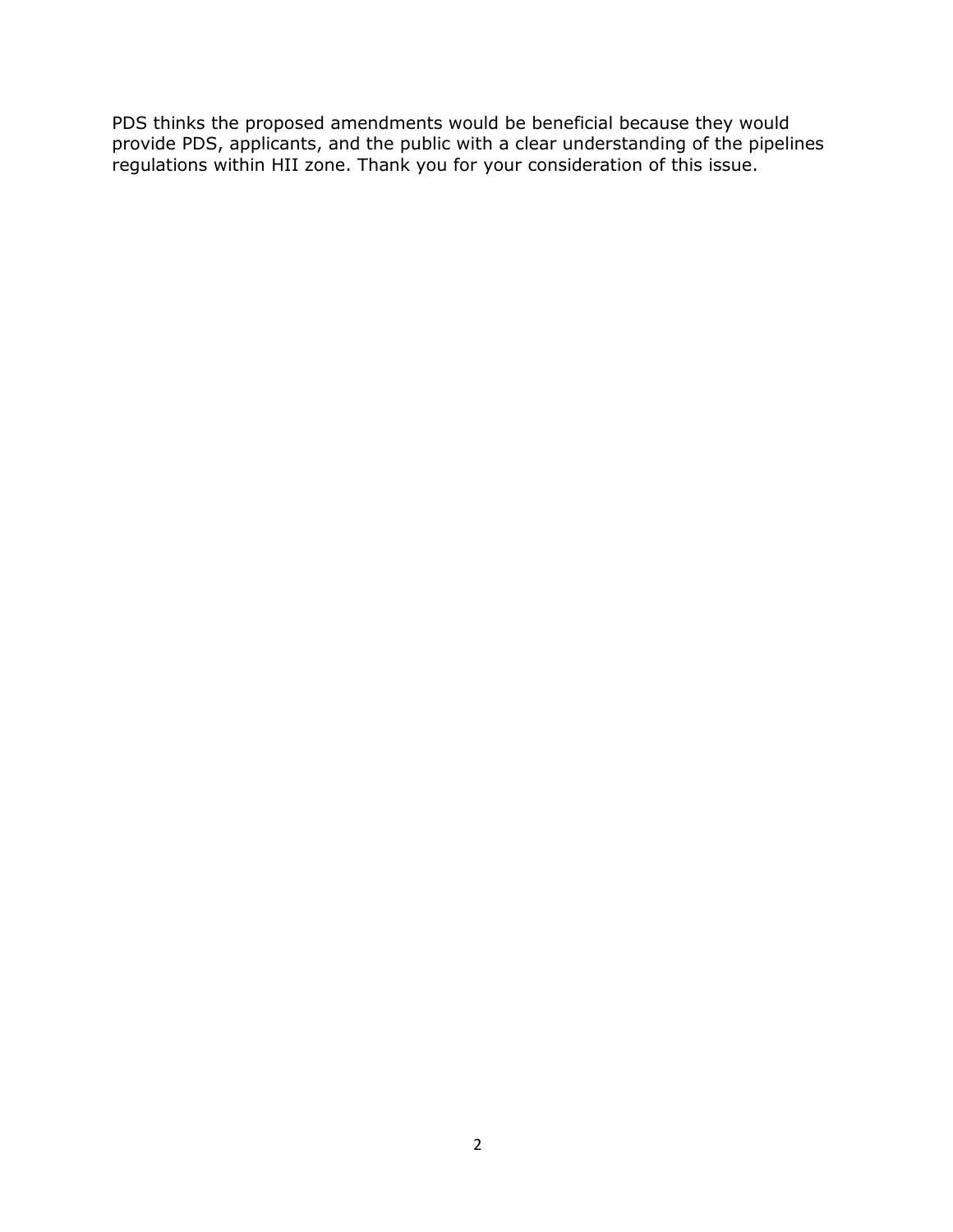PDS thinks the proposed amendments would be beneficial because they would provide PDS, applicants, and the public with a clear understanding of the pipelines regulations within HII zone. Thank you for your consideration of this issue.